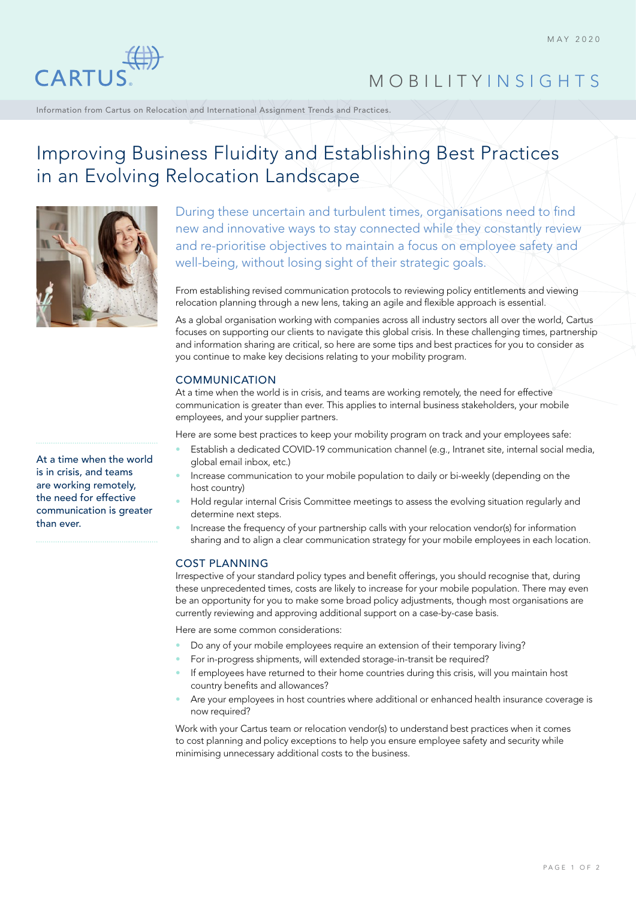MAY 2020

# Improving Business Fluidity and Establishing Best Practices in an Evolving Relocation Landscape

During these uncertain and turbulent times, organisations need to find new and innovative ways to stay connected while they constantly review and re-prioritise objectives to maintain a focus on employee safety and well-being, without losing sight of their strategic goals.

From establishing revised communication protocols to reviewing policy entitlements and viewing relocation planning through a new lens, taking an agile and flexible approach is essential.

As a global organisation working with companies across all industry sectors all over the world, Cartus focuses on supporting our clients to navigate this global crisis. In these challenging times, partnership and information sharing are critical, so here are some tips and best practices for you to consider as you continue to make key decisions relating to your mobility program.

## COMMUNICATION

At a time when the world is in crisis, and teams are working remotely, the need for effective communication is greater than ever. This applies to internal business stakeholders, your mobile employees, and your supplier partners.

Here are some best practices to keep your mobility program on track and your employees safe:

- Establish a dedicated COVID-19 communication channel (e.g., Intranet site, internal social media, global email inbox, etc.)
- Increase communication to your mobile population to daily or bi-weekly (depending on the host country)
- Hold regular internal Crisis Committee meetings to assess the evolving situation regularly and determine next steps.
- Increase the frequency of your partnership calls with your relocation vendor(s) for information sharing and to align a clear communication strategy for your mobile employees in each location.

> At a time when the world is in crisis, and teams are working remotely, the need for effective communication is greater than ever.

## COST PLANNING

Irrespective of your standard policy types and benefit offerings, you should recognise that, during these unprecedented times, costs are likely to increase for your mobile population. There may even be an opportunity for you to make some broad policy adjustments, though most organisations are currently reviewing and approving additional support on a case-by-case basis.

Here are some common considerations:

- Do any of your mobile employees require an extension of their temporary living?
- For in-progress shipments, will extended storage-in-transit be required?
- If employees have returned to their home countries during this crisis, will you maintain host country benefits and allowances?
- Are your employees in host countries where additional or enhanced health insurance coverage is now required?

Work with your Cartus team or relocation vendor(s) to understand best practices when it comes to cost planning and policy exceptions to help you ensure employee safety and security while minimising unnecessary additional costs to the business.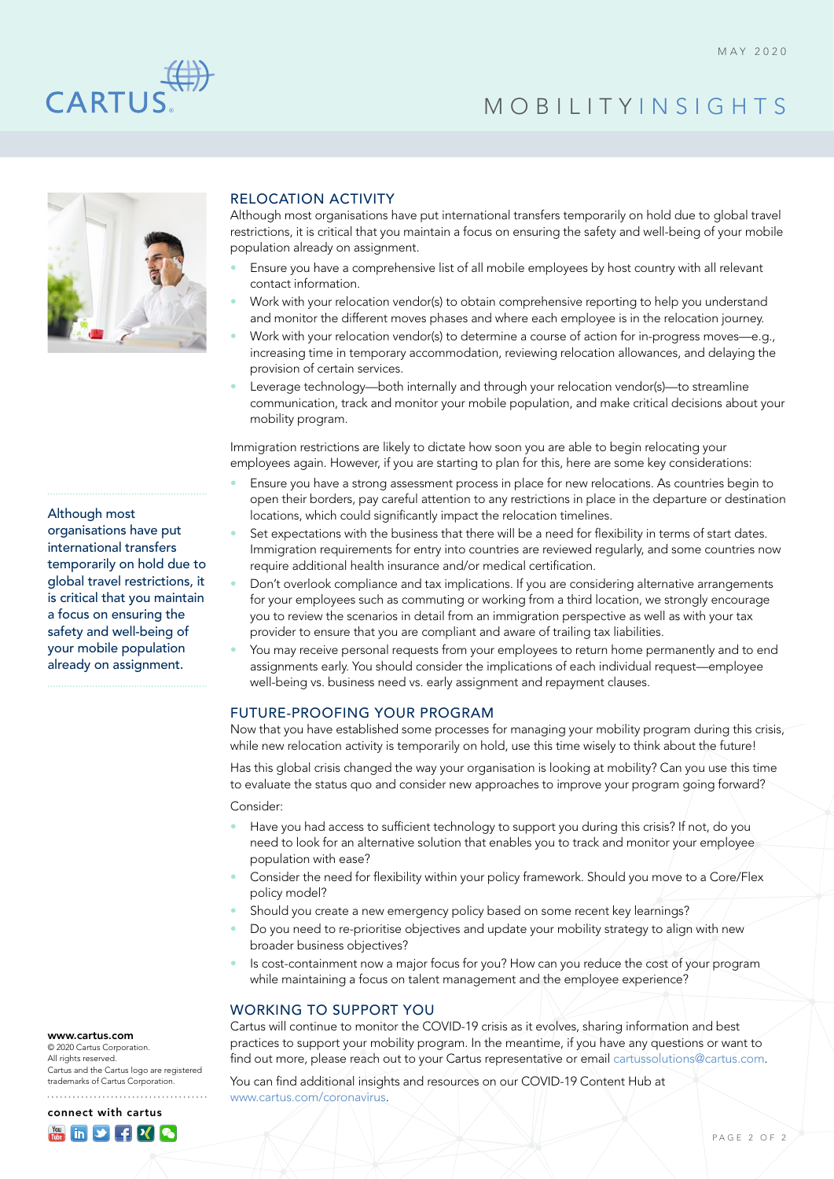## RELOCATION ACTIVITY

Although most organisations have put international transfers temporarily on hold due to global travel restrictions, it is critical that you maintain a focus on ensuring the safety and well-being of your mobile population already on assignment.

- Ensure you have a comprehensive list of all mobile employees by host country with all relevant contact information.
- Work with your relocation vendor(s) to obtain comprehensive reporting to help you understand and monitor the different moves phases and where each employee is in the relocation journey.
- Work with your relocation vendor(s) to determine a course of action for in-progress moves—e.g., increasing time in temporary accommodation, reviewing relocation allowances, and delaying the provision of certain services.
- Leverage technology—both internally and through your relocation vendor(s)—to streamline communication, track and monitor your mobile population, and make critical decisions about your mobility program.

Immigration restrictions are likely to dictate how soon you are able to begin relocating your employees again. However, if you are starting to plan for this, here are some key considerations:

- Ensure you have a strong assessment process in place for new relocations. As countries begin to open their borders, pay careful attention to any restrictions in place in the departure or destination locations, which could significantly impact the relocation timelines.
- Set expectations with the business that there will be a need for flexibility in terms of start dates. Immigration requirements for entry into countries are reviewed regularly, and some countries now require additional health insurance and/or medical certification.
- Don't overlook compliance and tax implications. If you are considering alternative arrangements for your employees such as commuting or working from a third location, we strongly encourage you to review the scenarios in detail from an immigration perspective as well as with your tax provider to ensure that you are compliant and aware of trailing tax liabilities.
- You may receive personal requests from your employees to return home permanently and to end assignments early. You should consider the implications of each individual request—employee well-being vs. business need vs. early assignment and repayment clauses.

Although most organisations have put international transfers temporarily on hold due to global travel restrictions, it is critical that you maintain a focus on ensuring the safety and well-being of your mobile population already on assignment.

## FUTURE-PROOFING YOUR PROGRAM

Now that you have established some processes for managing your mobility program during this crisis, while new relocation activity is temporarily on hold, use this time wisely to think about the future!

Has this global crisis changed the way your organisation is looking at mobility? Can you use this time to evaluate the status quo and consider new approaches to improve your program going forward?

Consider:

- Have you had access to sufficient technology to support you during this crisis? If not, do you need to look for an alternative solution that enables you to track and monitor your employee population with ease?
- Consider the need for flexibility within your policy framework. Should you move to a Core/Flex policy model?
- Should you create a new emergency policy based on some recent key learnings?
- Do you need to re-prioritise objectives and update your mobility strategy to align with new broader business objectives?
- Is cost-containment now a major focus for you? How can you reduce the cost of your program while maintaining a focus on talent management and the employee experience?

## WORKING TO SUPPORT YOU

Cartus will continue to monitor the COVID-19 crisis as it evolves, sharing information and best practices to support your mobility program. In the meantime, if you have any questions or want to find out more, please reach out to your Cartus representative or email cartussolutions@cartus.com.

You can find additional insights and resources on our COVID-19 Content Hub at www.cartus.com/coronavirus.

**www.cartus.com**
© 2020 Cartus Corporation.
All rights reserved.
Cartus and the Cartus logo are registered trademarks of Cartus Corporation.

connect with cartus